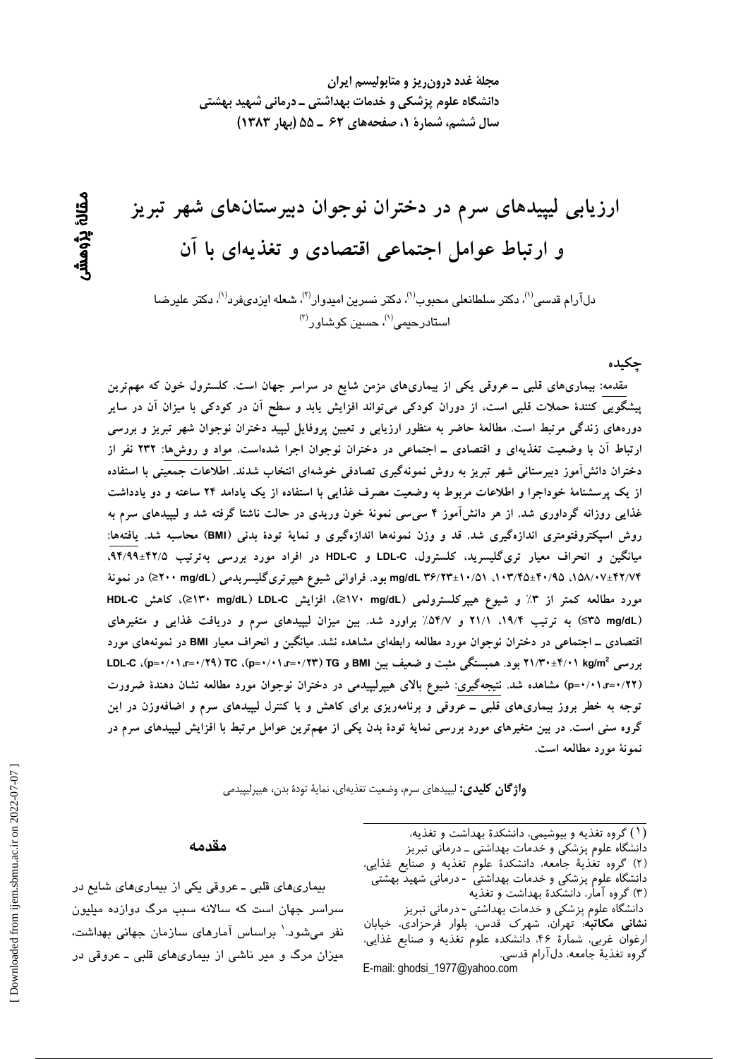مجلهٔ غدد درون‌ریز و متابولیسم ایران
دانشگاه علوم پزشکی و خدمات بهداشتی ـ درمانی شهید بهشتی
سال ششم، شمارهٔ ۱، صفحه‌های ۶۲ ـ ۵۵ (بهار ۱۳۸۳)

مقالهٔ پژوهشی

# ارزیابی لیپیدهای سرم در دختران نوجوان دبیرستان‌های شهر تبریز و ارتباط عوامل اجتماعی اقتصادی و تغذیه‌ای با آن

دل‌آرام قدسی[۱]، دکتر سلطانعلی محبوب[۱]، دکتر نسرین امیدوار[۲]، شعله ایزدی‌فرد[۱]، دکتر علیرضا استادرحیمی[۱]، حسین کوشاور[۳]

## چکیده

**مقدمه:** بیماری‌های قلبی ـ عروقی یکی از بیماری‌های مزمن شایع در سراسر جهان است. کلسترول خون که مهم‌ترین پیشگویی کنندهٔ حملات قلبی است، از دوران کودکی می‌تواند افزایش یابد و سطح آن در کودکی با میزان آن در سایر دوره‌های زندگی مرتبط است. مطالعهٔ حاضر به منظور ارزیابی و تعیین پروفایل لیپید دختران نوجوان شهر تبریز و بررسی ارتباط آن با وضعیت تغذیه‌ای و اقتصادی ـ اجتماعی در دختران نوجوان اجرا شده‌است. **مواد و روش‌ها:** ۲۳۲ نفر از دختران دانش‌آموز دبیرستانی شهر تبریز به روش نمونه‌گیری تصادفی خوشه‌ای انتخاب شدند. اطلاعات جمعیتی با استفاده از یک پرسشنامهٔ خوداجرا و اطلاعات مربوط به وضعیت مصرف غذایی با استفاده از یک یادامد ۲۴ ساعته و دو یادداشت غذایی روزانه گرداوری شد. از هر دانش‌آموز ۴ سی‌سی نمونهٔ خون وریدی در حالت ناشتا گرفته شد و لیپیدهای سرم به روش اسپکتروفتومتری اندازه‌گیری شد. قد و وزن نمونه‌ها اندازه‌گیری و نمایهٔ تودهٔ بدنی (BMI) محاسبه شد. **یافته‌ها:** میانگین و انحراف معیار تری‌گلیسرید، کلسترول، LDL-C و HDL-C در افراد مورد بررسی به‌ترتیب ۹۴/۹۹±۴۲/۵، ۱۵۸/۰۷±۴۲/۷۴، ۱۰۳/۴۵±۴۰/۹۵، ۳۶/۲۳±۱۰/۵۱ mg/dL بود. فراوانی شیوع هیپرتری‌گلیسریدمی (≥۲۰۰ mg/dL) در نمونهٔ مورد مطالعه کمتر از ۳٪ و شیوع هیپرکلسترولمی (≥۱۷۰ mg/dL)، افزایش LDL-C (≥۱۳۰ mg/dL)، کاهش HDL-C (≤۳۵ mg/dL) به ترتیب ۱۹/۴، ۲۱/۱ و ۵۴/۷٪ براورد شد. بین میزان لیپیدهای سرم و دریافت غذایی و متغیرهای اقتصادی ـ اجتماعی در دختران نوجوان مورد مطالعه رابطه‌ای مشاهده نشد. میانگین و انحراف معیار BMI در نمونه‌های مورد بررسی ۲۱/۳۰±۴/۰۱ kg/m² بود. همبستگی مثبت و ضعیف بین BMI و TG (r=۰/۲۳، p=۰/۰۱)، TC (r=۰/۲۹، p=۰/۰۱)، LDL-C (r=۰/۲۲، p=۰/۰۱) مشاهده شد. **نتیجه‌گیری:** شیوع بالای هیپرلیپیدمی در دختران نوجوان مورد مطالعه نشان دهندهٔ ضرورت توجه به خطر بروز بیماری‌های قلبی ـ عروقی و برنامه‌ریزی برای کاهش و یا کنترل لیپیدهای سرم و اضافه‌وزن در این گروه سنی است. در بین متغیرهای مورد بررسی نمایهٔ تودهٔ بدن یکی از مهم‌ترین عوامل مرتبط با افزایش لیپیدهای سرم در نمونهٔ مورد مطالعه است.

**واژگان کلیدی:** لیپیدهای سرم، وضعیت تغذیه‌ای، نمایهٔ تودهٔ بدن، هیپرلیپیدمی

## مقدمه

بیماری‌های قلبی ـ عروقی یکی از بیماری‌های شایع در سراسر جهان است که سالانه سبب مرگ دوازده میلیون نفر می‌شود.[۱] براساس آمارهای سازمان جهانی بهداشت، میزان مرگ و میر ناشی از بیماری‌های قلبی ـ عروقی در

---

(۱) گروه تغذیه و بیوشیمی، دانشکدهٔ بهداشت و تغذیه، دانشگاه علوم پزشکی و خدمات بهداشتی ـ درمانی تبریز
(۲) گروه تغذیهٔ جامعه، دانشکدهٔ علوم تغذیه و صنایع غذایی، دانشگاه علوم پزشکی و خدمات بهداشتی - درمانی شهید بهشتی
(۳) گروه آمار، دانشکدهٔ بهداشت و تغذیه دانشگاه علوم پزشکی و خدمات بهداشتی - درمانی تبریز
**نشانی مکاتبه:** تهران، شهرک قدس، بلوار فرحزادی، خیابان ارغوان غربی، شمارهٔ ۴۶، دانشکده علوم تغذیه و صنایع غذایی، گروه تغذیهٔ جامعه، دل‌آرام قدسی.
E-mail: ghodsi_1977@yahoo.com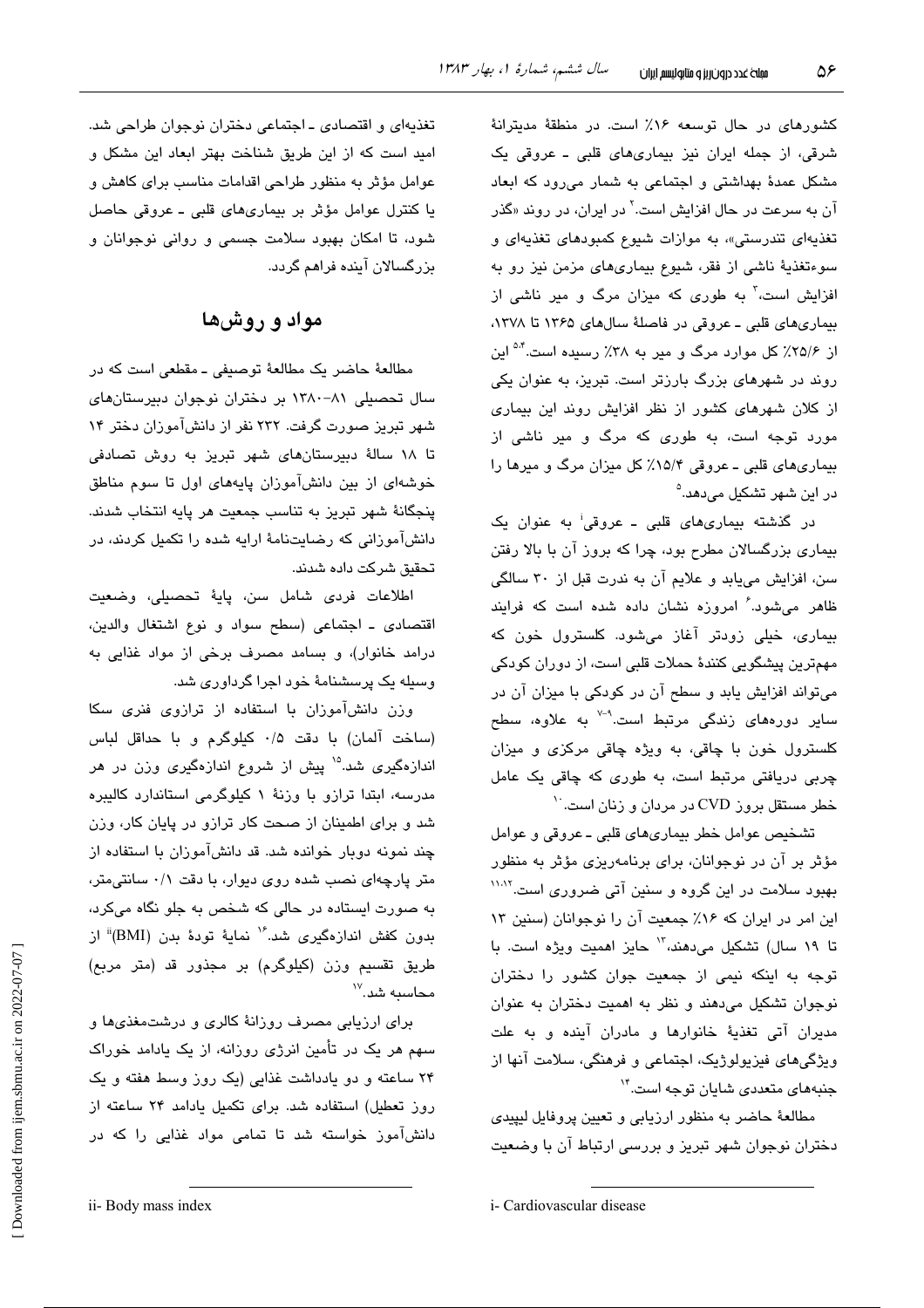کشورهای در حال توسعه ۱۶٪ است. در منطقهٔ مدیترانهٔ شرقی، از جمله ایران نیز بیماری‌های قلبی ـ عروقی یک مشکل عمدهٔ بهداشتی و اجتماعی به شمار می‌رود که ابعاد آن به سرعت در حال افزایش است.[۲] در ایران، در روند «گذر تغذیه‌ای تندرستی»، به موازات شیوع کمبودهای تغذیه‌ای و سوءتغذیهٔ ناشی از فقر، شیوع بیماری‌های مزمن نیز رو به افزایش است،[۳] به طوری که میزان مرگ و میر ناشی از بیماری‌های قلبی ـ عروقی در فاصلهٔ سال‌های ۱۳۶۵ تا ۱۳۷۸، از ۲۵/۶٪ کل موارد مرگ و میر به ۳۸٪ رسیده است.[۵،۴] این روند در شهرهای بزرگ بارزتر است. تبریز، به عنوان یکی از کلان شهرهای کشور از نظر افزایش روند این بیماری مورد توجه است، به طوری که مرگ و میر ناشی از بیماری‌های قلبی ـ عروقی ۱۵/۴٪ کل میزان مرگ و میرها را در این شهر تشکیل می‌دهد.[۵]

در گذشته بیماری‌های قلبی ـ عروقی[i] به عنوان یک بیماری بزرگسالان مطرح بود، چرا که بروز آن با بالا رفتن سن، افزایش می‌یابد و علایم آن به ندرت قبل از ۳۰ سالگی ظاهر می‌شود.[۶] امروزه نشان داده شده است که فرایند بیماری، خیلی زودتر آغاز می‌شود. کلسترول خون که مهم‌ترین پیشگویی کنندهٔ حملات قلبی است، از دوران کودکی می‌تواند افزایش یابد و سطح آن در کودکی با میزان آن در سایر دوره‌های زندگی مرتبط است.[۹-۷] به علاوه، سطح کلسترول خون با چاقی، به ویژه چاقی مرکزی و میزان چربی دریافتی مرتبط است، به طوری که چاقی یک عامل خطر مستقل بروز CVD در مردان و زنان است.[۱۰]

تشخیص عوامل خطر بیماری‌های قلبی ـ عروقی و عوامل مؤثر بر آن در نوجوانان، برای برنامه‌ریزی مؤثر به منظور بهبود سلامت در این گروه و سنین آتی ضروری است.[۱۱،۱۲] این امر در ایران که ۱۶٪ جمعیت آن را نوجوانان (سنین ۱۳ تا ۱۹ سال) تشکیل می‌دهند،[۱۳] حایز اهمیت ویژه است. با توجه به اینکه نیمی از جمعیت جوان کشور را دختران نوجوان تشکیل می‌دهند و نظر به اهمیت دختران به عنوان مدیران آتی تغذیهٔ خانوارها و مادران آینده و به علت ویژگی‌های فیزیولوژیک، اجتماعی و فرهنگی، سلامت آنها از جنبه‌های متعددی شایان توجه است.[۱۴]

مطالعهٔ حاضر به منظور ارزیابی و تعیین پروفایل لیپیدی دختران نوجوان شهر تبریز و بررسی ارتباط آن با وضعیت تغذیه‌ای و اقتصادی ـ اجتماعی دختران نوجوان طراحی شد. امید است که از این طریق شناخت بهتر ابعاد این مشکل و عوامل مؤثر به منظور طراحی اقدامات مناسب برای کاهش و یا کنترل عوامل مؤثر بر بیماری‌های قلبی ـ عروقی حاصل شود، تا امکان بهبود سلامت جسمی و روانی نوجوانان و بزرگسالان آینده فراهم گردد.

## مواد و روش‌ها

مطالعهٔ حاضر یک مطالعهٔ توصیفی ـ مقطعی است که در سال تحصیلی ۸۱-۱۳۸۰ بر دختران نوجوان دبیرستان‌های شهر تبریز صورت گرفت. ۲۳۲ نفر از دانش‌آموزان دختر ۱۴ تا ۱۸ سالهٔ دبیرستان‌های شهر تبریز به روش تصادفی خوشه‌ای از بین دانش‌آموزان پایه‌های اول تا سوم مناطق پنجگانهٔ شهر تبریز به تناسب جمعیت هر پایه انتخاب شدند. دانش‌آموزانی که رضایت‌نامهٔ ارایه شده را تکمیل کردند، در تحقیق شرکت داده شدند.

اطلاعات فردی شامل سن، پایهٔ تحصیلی، وضعیت اقتصادی ـ اجتماعی (سطح سواد و نوع اشتغال والدین، درامد خانوار)، و بسامد مصرف برخی از مواد غذایی به وسیله یک پرسشنامهٔ خود اجرا گرداوری شد.

وزن دانش‌آموزان با استفاده از ترازوی فنری سکا (ساخت آلمان) با دقت ۰/۵ کیلوگرم و با حداقل لباس اندازه‌گیری شد.[۱۵] پیش از شروع اندازه‌گیری وزن در هر مدرسه، ابتدا ترازو با وزنهٔ ۱ کیلوگرمی استاندارد کالیبره شد و برای اطمینان از صحت کار ترازو در پایان کار، وزن چند نمونه دوبار خوانده شد. قد دانش‌آموزان با استفاده از متر پارچه‌ای نصب شده روی دیوار، با دقت ۰/۱ سانتی‌متر، به صورت ایستاده در حالی که شخص به جلو نگاه می‌کرد، بدون کفش اندازه‌گیری شد.[۱۶] نمایهٔ تودهٔ بدن (BMI)[ii] از طریق تقسیم وزن (کیلوگرم) بر مجذور قد (متر مربع) محاسبه شد.[۱۷]

برای ارزیابی مصرف روزانهٔ کالری و درشت‌مغذی‌ها و سهم هر یک در تأمین انرژی روزانه، از یک یادامد خوراک ۲۴ ساعته و دو یادداشت غذایی (یک روز وسط هفته و یک روز تعطیل) استفاده شد. برای تکمیل یادامد ۲۴ ساعته از دانش‌آموز خواسته شد تا تمامی مواد غذایی را که در

---

i- Cardiovascular disease

ii- Body mass index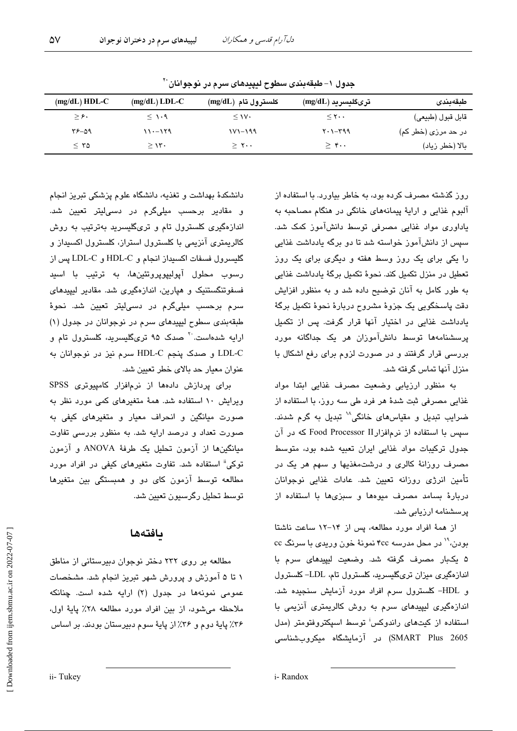جدول ۱- طبقه‌بندی سطوح لیپیدهای سرم در نوجوانان[20]

| طبقه‌بندی | تری‌گلیسرید (mg/dL) | کلسترول تام (mg/dL) | LDL-C (mg/dL) | HDL-C (mg/dL) |
|---|---|---|---|---|
| قابل قبول (طبیعی) | ≤ ۲۰۰ | ≤ ۱۷۰ | ≤ ۱۰۹ | ≥ ۶۰ |
| در حد مرزی (خطر کم) | ۲۰۱-۳۹۹ | ۱۷۱-۱۹۹ | ۱۱۰-۱۲۹ | ۳۶-۵۹ |
| بالا (خطر زیاد) | ≥ ۴۰۰ | ≥ ۲۰۰ | ≥ ۱۳۰ | ≤ ۳۵ |

روز گذشته مصرف کرده بود، به خاطر بیاورد. با استفاده از آلبوم غذایی و ارایهٔ پیمانه‌های خانگی در هنگام مصاحبه به یاداوری مواد غذایی مصرفی توسط دانش‌آموز کمک شد. سپس از دانش‌آموز خواسته شد تا دو برگه یادداشت غذایی را یکی برای یک روز وسط هفته و دیگری برای یک روز تعطیل در منزل تکمیل کند. نحوهٔ تکمیل برگهٔ یادداشت غذایی به طور کامل به آنان توضیح داده شد و به منظور افزایش دقت پاسخگویی یک جزوهٔ مشروح دربارهٔ نحوهٔ تکمیل برگهٔ یادداشت غذایی در اختیار آنها قرار گرفت. پس از تکمیل پرسشنامه‌ها توسط دانش‌آموزان هر یک جداگانه مورد بررسی قرار گرفتند و در صورت لزوم برای رفع اشکال با منزل آنها تماس گرفته شد.

به منظور ارزیابی وضعیت مصرف غذایی ابتدا مواد غذایی مصرفی ثبت شدهٔ هر فرد طی سه روز، با استفاده از ضرایب تبدیل و مقیاس‌های خانگی[18] تبدیل به گرم شدند. سپس با استفاده از نرم‌افزار Food Processor II که در آن جدول ترکیبات مواد غذایی ایران تعبیه شده بود، متوسط مصرف روزانهٔ کالری و درشت‌مغذیها و سهم هر یک در تأمین انرژی روزانه تعیین شد. عادات غذایی نوجوانان دربارهٔ بسامد مصرف میوه‌ها و سبزی‌ها با استفاده از پرسشنامه ارزیابی شد.

از همهٔ افراد مورد مطالعه، پس از ۱۴-۱۲ ساعت ناشتا بودن،[19] در محل مدرسه ۴cc نمونهٔ خون وریدی با سرنگ cc ۵ یکبار مصرف گرفته شد. وضعیت لیپیدهای سرم با اندازه‌گیری میزان تری‌گلیسرید، کلسترول تام، LDL- کلسترول و HDL- کلسترول سرم افراد مورد آزمایش سنجیده شد. اندازه‌گیری لیپیدهای سرم به روش کالریمتری آنزیمی با استفاده از کیت‌های راندوکس[i] توسط اسپکتروفتومتر (مدل SMART Plus 2605) در آزمایشگاه میکروب‌شناسی دانشکدهٔ بهداشت و تغذیه، دانشگاه علوم پزشکی تبریز انجام و مقادیر برحسب میلی‌گرم در دسی‌لیتر تعیین شد. اندازه‌گیری کلسترول تام و تری‌گلیسرید به‌ترتیب به روش کالریمتری آنزیمی با کلسترول استراز، کلسترول اکسیداز و گلیسرول فسفات اکسیداز انجام و HDL-C و LDL-C پس از رسوب محلول آپولیپوپروتئین‌ها، به ترتیب با اسید فسفوتنگستنیک و هپارین، اندازه‌گیری شد. مقادیر لیپیدهای سرم برحسب میلی‌گرم در دسی‌لیتر تعیین شد. نحوهٔ طبقه‌بندی سطوح لیپیدهای سرم در نوجوانان در جدول (۱) ارایه شده‌است.[20] صدک ۹۵ تری‌گلیسرید، کلسترول تام و LDL-C و صدک پنجم HDL-C سرم نیز در نوجوانان به عنوان معیار حد بالای خطر تعیین شد.

برای پردازش داده‌ها از نرم‌افزار کامپیوتری SPSS ویرایش ۱۰ استفاده شد. همهٔ متغیرهای کمی مورد نظر به صورت میانگین و انحراف معیار و متغیرهای کیفی به صورت تعداد و درصد ارایه شد. به منظور بررسی تفاوت میانگین‌ها از آزمون تحلیل یک طرفهٔ ANOVA و آزمون توکی[ii] استفاده شد. تفاوت متغیرهای کیفی در افراد مورد مطالعه توسط آزمون کای دو و همبستگی بین متغیرها توسط تحلیل رگرسیون تعیین شد.

## یافته‌ها

مطالعه بر روی ۲۳۲ دختر نوجوان دبیرستانی از مناطق ۱ تا ۵ آموزش و پرورش شهر تبریز انجام شد. مشخصات عمومی نمونه‌ها در جدول (۲) ارایه شده است. چنانکه ملاحظه می‌شود، از بین افراد مورد مطالعه ۲۸٪ پایهٔ اول، ۳۶٪ پایهٔ دوم و ۳۶٪ از پایهٔ سوم دبیرستان بودند. بر اساس

i- Randox

ii- Tukey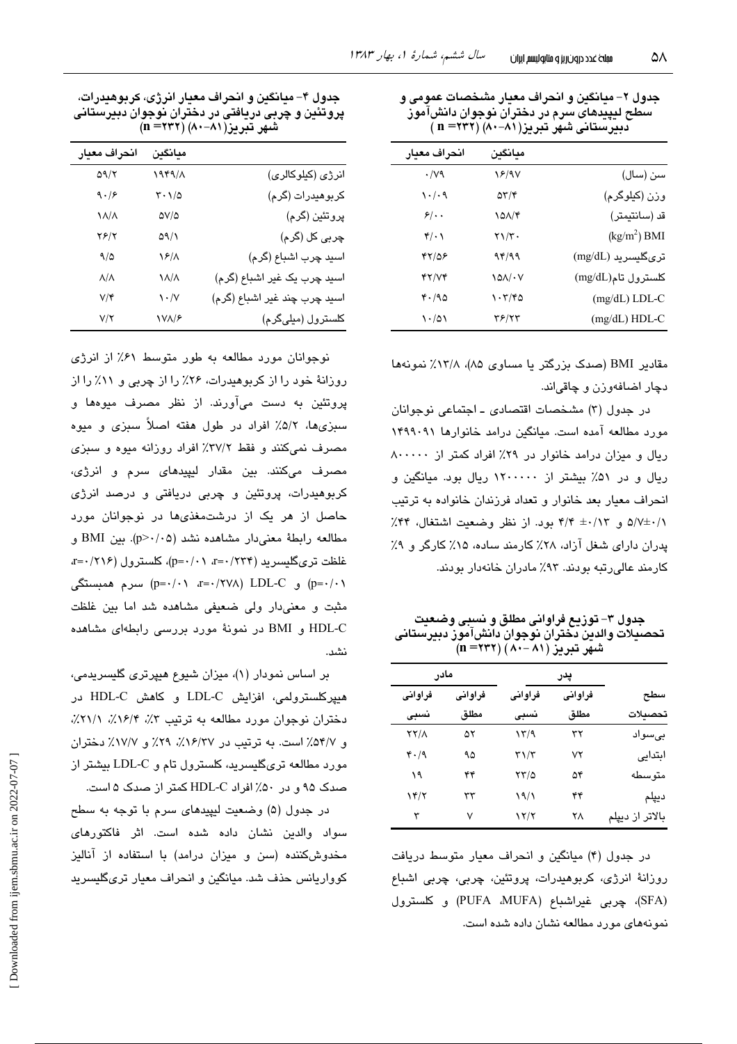**جدول ۲- میانگین و انحراف معیار مشخصات عمومی و سطح لیپیدهای سرم در دختران نوجوان دانش‌آموز دبیرستانی شهر تبریز(۸۱-۸۰) (n =۲۳۲)**

| | میانگین | انحراف معیار |
|---|---|---|
| سن (سال) | ۱۶/۹۷ | ۰/۷۹ |
| وزن (کیلوگرم) | ۵۳/۴ | ۱۰/۰۹ |
| قد (سانتیمتر) | ۱۵۸/۴ | ۶/۰۰ |
| BMI ($kg/m^2$) | ۲۱/۳۰ | ۴/۰۱ |
| تری‌گلیسرید (mg/dL) | ۹۴/۹۹ | ۴۲/۵۶ |
| کلسترول تام(mg/dL) | ۱۵۸/۰۷ | ۴۲/۷۴ |
| LDL-C (mg/dL) | ۱۰۳/۴۵ | ۴۰/۹۵ |
| HDL-C (mg/dL) | ۳۶/۲۳ | ۱۰/۵۱ |

مقادیر BMI (صدک بزرگتر یا مساوی ۸۵)، ۱۳/۸٪ نمونه‌ها دچار اضافه‌وزن و چاقی‌اند.

در جدول (۳) مشخصات اقتصادی ـ اجتماعی نوجوانان مورد مطالعه آمده است. میانگین درامد خانوارها ۱۴۹۹۰۹۱ ریال و میزان درامد خانوار در ۲۹٪ افراد کمتر از ۸۰۰۰۰۰ ریال و در ۵۱٪ بیشتر از ۱۲۰۰۰۰۰ ریال بود. میانگین و انحراف معیار بعد خانوار و تعداد فرزندان خانواده به ترتیب ۵/۷±۰/۱ و ۴/۴ ±۰/۱۳ بود. از نظر وضعیت اشتغال، ۴۴٪ پدران دارای شغل آزاد، ۲۸٪ کارمند ساده، ۱۵٪ کارگر و ۹٪ کارمند عالی‌رتبه بودند. ۹۳٪ مادران خانه‌دار بودند.

**جدول ۳- توزیع فراوانی مطلق و نسبی وضعیت تحصیلات والدین دختران نوجوان دانش‌آموز دبیرستانی شهر تبریز (۸۱-۸۰) (n =۲۳۲)**

| سطح تحصیلات | پدر | | مادر | |
|---|---|---|---|---|
| | فراوانی مطلق | فراوانی نسبی | فراوانی مطلق | فراوانی نسبی |
| بی‌سواد | ۳۲ | ۱۳/۹ | ۵۲ | ۲۲/۸ |
| ابتدایی | ۷۲ | ۳۱/۳ | ۹۵ | ۴۰/۹ |
| متوسطه | ۵۴ | ۲۳/۵ | ۴۴ | ۱۹ |
| دیپلم | ۴۴ | ۱۹/۱ | ۳۳ | ۱۴/۲ |
| بالاتر از دیپلم | ۲۸ | ۱۲/۲ | ۷ | ۳ |

در جدول (۴) میانگین و انحراف معیار متوسط دریافت روزانهٔ انرژی، کربوهیدرات، پروتئین، چربی، چربی اشباع (SFA)، چربی غیراشباع (PUFA ،MUFA) و کلسترول نمونه‌های مورد مطالعه نشان داده شده است.

**جدول ۴- میانگین و انحراف معیار انرژی، کربوهیدرات، پروتئین و چربی دریافتی در دختران نوجوان دبیرستانی شهر تبریز(۸۱-۸۰) (n =۲۳۲)**

| | میانگین | انحراف معیار |
|---|---|---|
| انرژی (کیلوکالری) | ۱۹۴۹/۸ | ۵۹/۲ |
| کربوهیدرات (گرم) | ۳۰۱/۵ | ۹۰/۶ |
| پروتئین (گرم) | ۵۷/۵ | ۱۸/۸ |
| چربی کل (گرم) | ۵۹/۱ | ۲۶/۲ |
| اسید چرب اشباع (گرم) | ۱۶/۸ | ۹/۵ |
| اسید چرب یک غیر اشباع (گرم) | ۱۸/۸ | ۸/۸ |
| اسید چرب چند غیر اشباع (گرم) | ۱۰/۷ | ۷/۴ |
| کلسترول (میلی‌گرم) | ۱۷۸/۶ | ۷/۲ |

نوجوانان مورد مطالعه به طور متوسط ۶۱٪ از انرژی روزانهٔ خود را از کربوهیدرات، ۲۶٪ را از چربی و ۱۱٪ را از پروتئین به دست می‌آورند. از نظر مصرف میوه‌ها و سبزی‌ها، ۵/۲٪ افراد در طول هفته اصلاً سبزی و میوه مصرف نمی‌کنند و فقط ۳۷/۲٪ افراد روزانه میوه و سبزی مصرف می‌کنند. بین مقدار لیپیدهای سرم و انرژی، کربوهیدرات، پروتئین و چربی دریافتی و درصد انرژی حاصل از هر یک از درشت‌مغذی‌ها در نوجوانان مورد مطالعه رابطهٔ معنی‌دار مشاهده نشد ($p>0.05$). بین BMI و غلظت تری‌گلیسرید ($r=0.234$، $p=0.01$)، کلسترول ($r=0.216$، $p=0.01$) و LDL-C ($r=0.278$، $p=0.01$) سرم همبستگی مثبت و معنی‌دار ولی ضعیفی مشاهده شد اما بین غلظت HDL-C و BMI در نمونهٔ مورد بررسی رابطه‌ای مشاهده نشد.

بر اساس نمودار (۱)، میزان شیوع هیپرتری گلیسریدمی، هیپرکلسترولمی، افزایش LDL-C و کاهش HDL-C در دختران نوجوان مورد مطالعه به ترتیب ۳٪، ۱۶/۴٪، ۲۱/۱٪ و ۵۴/۷٪ است. به ترتیب در ۱۶/۳۷٪، ۲۹٪ و ۱۷/۷٪ دختران مورد مطالعه تری‌گلیسرید، کلسترول تام و LDL-C بیشتر از صدک ۹۵ و در ۵۰٪ افراد HDL-C کمتر از صدک ۵ است.

در جدول (۵) وضعیت لیپیدهای سرم با توجه به سطح سواد والدین نشان داده شده است. اثر فاکتورهای مخدوش‌کننده (سن و میزان درامد) با استفاده از آنالیز کوواریانس حذف شد. میانگین و انحراف معیار تری‌گلیسرید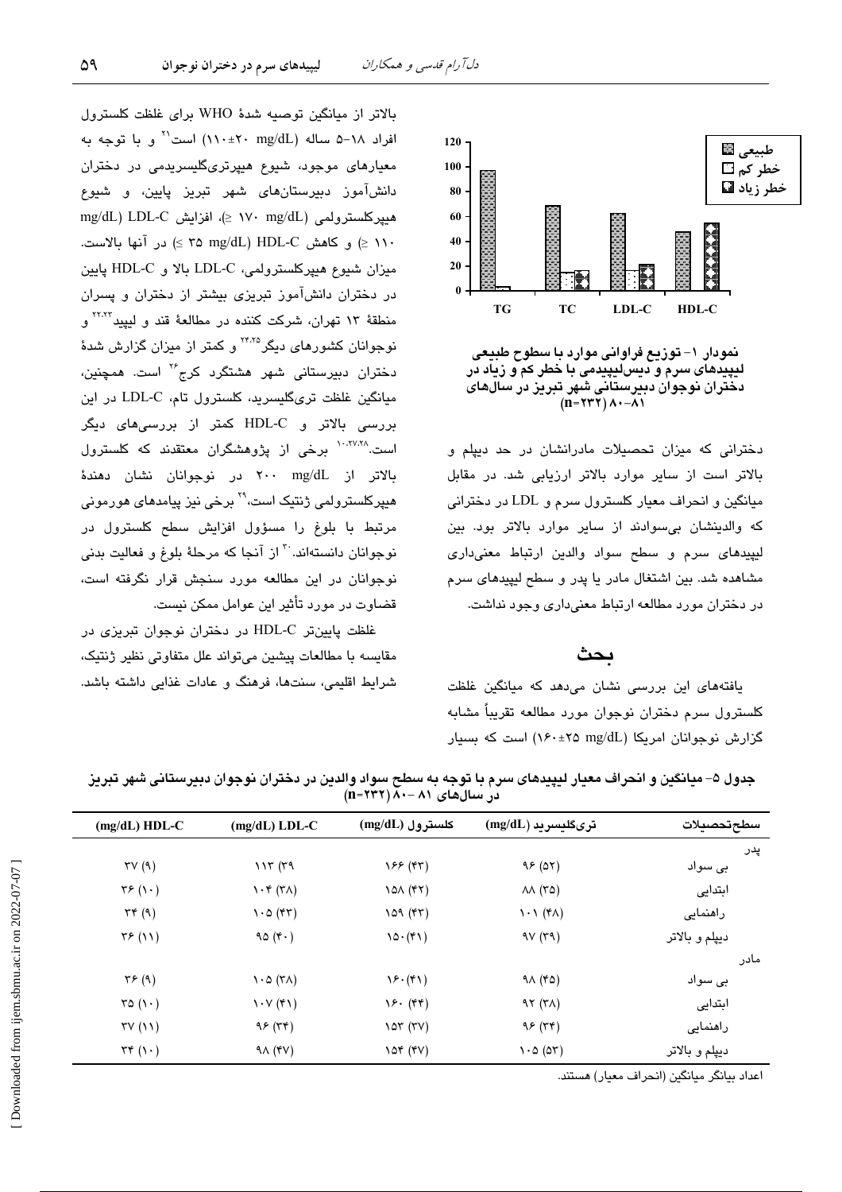نمودار ۱- توزیع فراوانی موارد با سطوح طبیعی لیپیدهای سرم و دیس‌لیپیدمی با خطر کم و زیاد در دختران نوجوان دبیرستانی شهر تبریز در سال‌های ۸۱-۸۰ (n=۲۳۲)

دخترانی که میزان تحصیلات مادرانشان در حد دیپلم و بالاتر است از سایر موارد بالاتر ارزیابی شد. در مقابل میانگین و انحراف معیار کلسترول سرم و LDL در دخترانی که والدینشان بی‌سوادند از سایر موارد بالاتر بود. بین لیپیدهای سرم و سطح سواد والدین ارتباط معنی‌داری مشاهده شد. بین اشتغال مادر یا پدر و سطح لیپیدهای سرم در دختران مورد مطالعه ارتباط معنی‌داری وجود نداشت.

## بحث

یافته‌های این بررسی نشان می‌دهد که میانگین غلظت کلسترول سرم دختران نوجوان مورد مطالعه تقریباً مشابه گزارش نوجوانان امریکا (mg/dL ۲۵±۱۶۰) است که بسیار بالاتر از میانگین توصیه شدهٔ WHO برای غلظت کلسترول افراد ۱۸-۵ ساله (mg/dL ۲۰±۱۱۰) است[۲۱] و با توجه به معیارهای موجود، شیوع هیپرتری‌گلیسریدمی در دختران دانش‌آموز دبیرستان‌های شهر تبریز پایین، و شیوع هیپرکلسترولمی (mg/dL ۱۷۰ ≤)، افزایش LDL-C (mg/dL ۱۱۰ ≤) و کاهش HDL-C (mg/dL ۳۵ ≥) در آنها بالاست. میزان شیوع هیپرکلسترولمی، LDL-C بالا و HDL-C پایین در دختران دانش‌آموز تبریزی بیشتر از دختران و پسران منطقهٔ ۱۳ تهران، شرکت کننده در مطالعهٔ قند و لیپید[۲۲،۲۳] و نوجوانان کشورهای دیگر[۲۴،۲۵] و کمتر از میزان گزارش شدهٔ دختران دبیرستانی شهر هشتگرد کرج[۲۶] است. همچنین، میانگین غلظت تری‌گلیسرید، کلسترول تام، LDL-C در این بررسی بالاتر و HDL-C کمتر از بررسی‌های دیگر است.[۱۰،۲۷،۲۸] برخی از پژوهشگران معتقدند که کلسترول بالاتر از ۲۰۰ mg/dL در نوجوانان نشان دهندهٔ هیپرکلسترولمی ژنتیک است،[۲۹] برخی نیز پیامدهای هورمونی مرتبط با بلوغ را مسؤول افزایش سطح کلسترول در نوجوانان دانسته‌اند.[۳۰] از آنجا که مرحلهٔ بلوغ و فعالیت بدنی نوجوانان در این مطالعه مورد سنجش قرار نگرفته است، قضاوت در مورد تأثیر این عوامل ممکن نیست.

غلظت پایین‌تر HDL-C در دختران نوجوان تبریزی در مقایسه با مطالعات پیشین می‌تواند علل متفاوتی نظیر ژنتیک، شرایط اقلیمی، سنت‌ها، فرهنگ و عادات غذایی داشته باشد.

جدول ۵- میانگین و انحراف معیار لیپیدهای سرم با توجه به سطح سواد والدین در دختران نوجوان دبیرستانی شهر تبریز در سال‌های ۸۱-۸۰ (n=۲۳۲)

| سطح‌تحصیلات | تری‌گلیسرید (mg/dL) | کلسترول (mg/dL) | LDL-C (mg/dL) | HDL-C (mg/dL) |
|---|---|---|---|---|
| پدر | | | | |
| بی سواد | ۹۶ (۵۲) | ۱۶۶ (۴۳) | ۱۱۳ (۳۹ | ۳۷ (۹) |
| ابتدایی | ۸۸ (۳۵) | ۱۵۸ (۴۲) | ۱۰۴ (۳۸) | ۳۶ (۱۰) |
| راهنمایی | ۱۰۱ (۴۸) | ۱۵۹ (۴۳) | ۱۰۵ (۴۳) | ۳۴ (۹) |
| دیپلم و بالاتر | ۹۷ (۳۹) | ۱۵۰(۴۱) | ۹۵ (۴۰) | ۳۶ (۱۱) |
| مادر | | | | |
| بی سواد | ۹۸ (۴۵) | ۱۶۰(۴۱) | ۱۰۵ (۳۸) | ۳۶ (۹) |
| ابتدایی | ۹۲ (۳۸) | ۱۶۰ (۴۴) | ۱۰۷ (۴۱) | ۳۵ (۱۰) |
| راهنمایی | ۹۶ (۳۴) | ۱۵۳ (۳۷) | ۹۶ (۳۴) | ۳۷ (۱۱) |
| دیپلم و بالاتر | ۱۰۵ (۵۳) | ۱۵۴ (۴۷) | ۹۸ (۴۷) | ۳۴ (۱۰) |

اعداد بیانگر میانگین (انحراف معیار) هستند.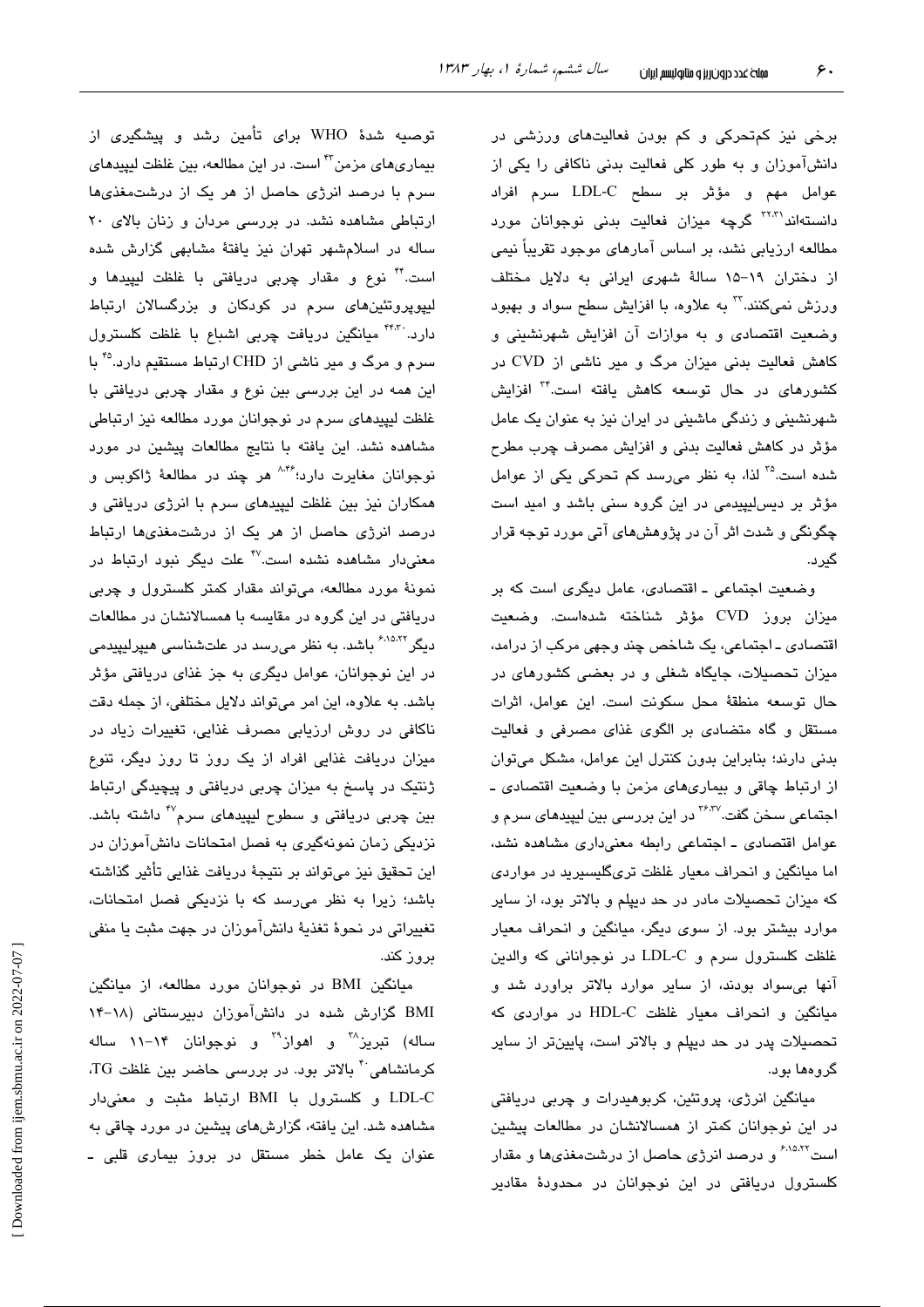برخی نیز کم‌تحرکی و کم بودن فعالیت‌های ورزشی در دانش‌آموزان و به طور کلی فعالیت بدنی ناکافی را یکی از عوامل مهم و مؤثر بر سطح LDL-C سرم افراد دانسته‌اند[۳۲،۳۱] گرچه میزان فعالیت بدنی نوجوانان مورد مطالعه ارزیابی نشد، بر اساس آمارهای موجود تقریباً نیمی از دختران ۱۹-۱۵ سالهٔ شهری ایرانی به دلایل مختلف ورزش نمی‌کنند.[۳۳] به علاوه، با افزایش سطح سواد و بهبود وضعیت اقتصادی و به موازات آن افزایش شهرنشینی و کاهش فعالیت بدنی میزان مرگ و میر ناشی از CVD در کشورهای در حال توسعه کاهش یافته است.[۳۴] افزایش شهرنشینی و زندگی ماشینی در ایران نیز به عنوان یک عامل مؤثر در کاهش فعالیت بدنی و افزایش مصرف چرب مطرح شده است.[۳۵] لذا، به نظر می‌رسد کم تحرکی یکی از عوامل مؤثر بر دیس‌لیپیدمی در این گروه سنی باشد و امید است چگونگی و شدت اثر آن در پژوهش‌های آتی مورد توجه قرار گیرد.

وضعیت اجتماعی ـ اقتصادی، عامل دیگری است که بر میزان بروز CVD مؤثر شناخته شده‌است. وضعیت اقتصادی ـ اجتماعی، یک شاخص چند وجهی مرکب از درامد، میزان تحصیلات، جایگاه شغلی و در بعضی کشورهای در حال توسعه منطقهٔ محل سکونت است. این عوامل، اثرات مستقل و گاه متضادی بر الگوی غذای مصرفی و فعالیت بدنی دارند؛ بنابراین بدون کنترل این عوامل، مشکل می‌توان از ارتباط چاقی و بیماری‌های مزمن با وضعیت اقتصادی ـ اجتماعی سخن گفت.[۳۶،۳۷] در این بررسی بین لیپیدهای سرم و عوامل اقتصادی ـ اجتماعی رابطه معنی‌داری مشاهده نشد، اما میانگین و انحراف معیار غلظت تری‌گلیسرید در مواردی که میزان تحصیلات مادر در حد دیپلم و بالاتر بود، از سایر موارد بیشتر بود. از سوی دیگر، میانگین و انحراف معیار غلظت کلسترول سرم و LDL-C در نوجوانانی که والدین آنها بی‌سواد بودند، از سایر موارد بالاتر براورد شد و میانگین و انحراف معیار غلظت HDL-C در مواردی که تحصیلات پدر در حد دیپلم و بالاتر است، پایین‌تر از سایر گروه‌ها بود.

میانگین انرژی، پروتئین، کربوهیدرات و چربی دریافتی در این نوجوانان کمتر از همسالانشان در مطالعات پیشین است[۶،۱۵،۲۲] و درصد انرژی حاصل از درشت‌مغذی‌ها و مقدار کلسترول دریافتی در این نوجوانان در محدودهٔ مقادیر توصیه شدهٔ WHO برای تأمین رشد و پیشگیری از بیماری‌های مزمن[۴۳] است. در این مطالعه، بین غلظت لیپیدهای سرم با درصد انرژی حاصل از هر یک از درشت‌مغذی‌ها ارتباطی مشاهده نشد. در بررسی مردان و زنان بالای ۲۰ ساله در اسلامشهر تهران نیز یافتهٔ مشابهی گزارش شده است.[۴۴] نوع و مقدار چربی دریافتی با غلظت لیپیدها و لیپوپروتئین‌های سرم در کودکان و بزرگسالان ارتباط دارد.[۳۰،۴۴] میانگین دریافت چربی اشباع با غلظت کلسترول سرم و مرگ و میر ناشی از CHD ارتباط مستقیم دارد.[۴۵] با این همه در این بررسی بین نوع و مقدار چربی دریافتی با غلظت لیپیدهای سرم در نوجوانان مورد مطالعه نیز ارتباطی مشاهده نشد. این یافته با نتایج مطالعات پیشین در مورد نوجوانان مغایرت دارد؛[۸،۴۶] هر چند در مطالعهٔ ژاکوبس و همکاران نیز بین غلظت لیپیدهای سرم با انرژی دریافتی و درصد انرژی حاصل از هر یک از درشت‌مغذی‌ها ارتباط معنی‌دار مشاهده نشده است.[۴۷] علت دیگر نبود ارتباط در نمونهٔ مورد مطالعه، می‌تواند مقدار کمتر کلسترول و چربی دریافتی در این گروه در مقایسه با همسالانشان در مطالعات دیگر[۶،۱۵،۲۲] باشد. به نظر می‌رسد در علت‌شناسی هیپرلیپیدمی در این نوجوانان، عوامل دیگری به جز غذای دریافتی مؤثر باشد. به علاوه، این امر می‌تواند دلایل مختلفی، از جمله دقت ناکافی در روش ارزیابی مصرف غذایی، تغییرات زیاد در میزان دریافت غذایی افراد از یک روز تا روز دیگر، تنوع ژنتیک در پاسخ به میزان چربی دریافتی و پیچیدگی ارتباط بین چربی دریافتی و سطوح لیپیدهای سرم[۴۷] داشته باشد. نزدیکی زمان نمونه‌گیری به فصل امتحانات دانش‌آموزان در این تحقیق نیز می‌تواند بر نتیجهٔ دریافت غذایی تأثیر گذاشته باشد؛ زیرا به نظر می‌رسد که با نزدیکی فصل امتحانات، تغییراتی در نحوهٔ تغذیهٔ دانش‌آموزان در جهت مثبت یا منفی بروز کند.

میانگین BMI در نوجوانان مورد مطالعه، از میانگین BMI گزارش شده در دانش‌آموزان دبیرستانی (۱۸-۱۴ ساله) تبریز[۳۸] و اهواز[۳۹] و نوجوانان ۱۴-۱۱ ساله کرمانشاهی[۴۰] بالاتر بود. در بررسی حاضر بین غلظت TG، LDL-C و کلسترول با BMI ارتباط مثبت و معنی‌دار مشاهده شد. این یافته، گزارش‌های پیشین در مورد چاقی به عنوان یک عامل خطر مستقل در بروز بیماری قلبی ـ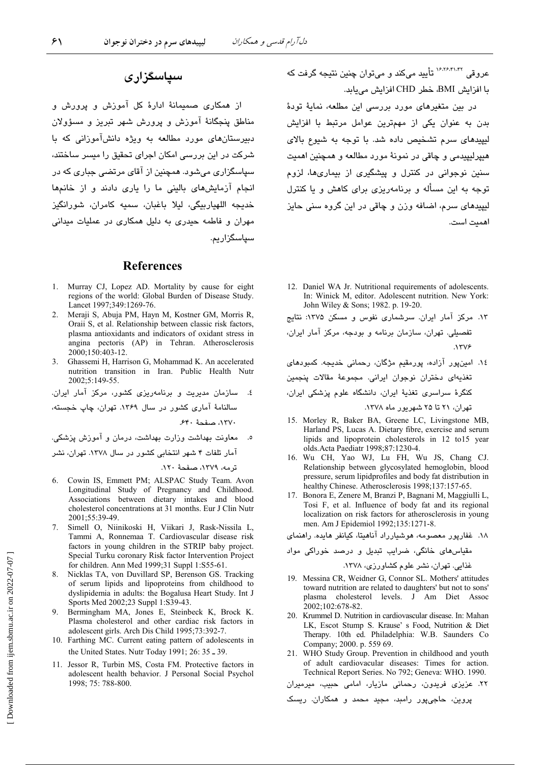عروقی [۱۶،۲۶،۴۱،۴۲] تأیید می‌کند و می‌توان چنین نتیجه گرفت که با افزایش BMI، خطر CHD افزایش می‌یابد.

در بین متغیرهای مورد بررسی این مطالعه، نمایهٔ تودهٔ بدن به عنوان یکی از مهم‌ترین عوامل مرتبط با افزایش لیپیدهای سرم تشخیص داده شد. با توجه به شیوع بالای هیپرلیپیدمی و چاقی در نمونهٔ مورد مطالعه و همچنین اهمیت سنین نوجوانی در کنترل و پیشگیری از بیماری‌ها، لزوم توجه به این مسأله و برنامه‌ریزی برای کاهش و یا کنترل لیپیدهای سرم، اضافه وزن و چاقی در این گروه سنی حایز اهمیت است.

## سپاسگزاری

از همکاری صمیمانهٔ ادارهٔ کل آموزش و پرورش و مناطق پنجگانهٔ آموزش و پرورش شهر تبریز و مسؤولان دبیرستان‌های مورد مطالعه به ویژه دانش‌آموزانی که با شرکت در این بررسی امکان اجرای تحقیق را میسر ساختند، سپاسگزاری می‌شود. همچنین از آقای مرتضی جباری که در انجام آزمایش‌های بالینی ما را یاری دادند و از خانم‌ها خدیجه اللهیاربیگی، لیلا باغبان، سمیه کامران، شورانگیز مهران و فاطمه حیدری به دلیل همکاری در عملیات میدانی سپاسگزاریم.

## References

1. Murray CJ, Lopez AD. Mortality by cause for eight regions of the world: Global Burden of Disease Study. Lancet 1997;349:1269-76.
2. Meraji S, Abuja PM, Hayn M, Kostner GM, Morris R, Oraii S, et al. Relationship between classic risk factors, plasma antioxidants and indicators of oxidant stress in angina pectoris (AP) in Tehran. Atherosclerosis 2000;150:403-12.
3. Ghassemi H, Harrison G, Mohammad K. An accelerated nutrition transition in Iran. Public Health Nutr 2002;5:149-55.
4. سازمان مدیریت و برنامه‌ریزی کشور، مرکز آمار ایران. سالنامهٔ آماری کشور در سال ۱۳۶۹. تهران، چاپ خجسته، ۱۳۷۰، صفحهٔ ۶۴۰.
5. معاونت بهداشت وزارت بهداشت، درمان و آموزش پزشکی. آمار تلفات ۴ شهر انتخابی کشور در سال ۱۳۷۸. تهران، نشر ترمه، ۱۳۷۹، صفحهٔ ۱۲۰.
6. Cowin IS, Emmett PM; ALSPAC Study Team. Avon Longitudinal Study of Pregnancy and Childhood. Associations between dietary intakes and blood cholesterol concentrations at 31 months. Eur J Clin Nutr 2001;55:39-49.
7. Simell O, Niinikoski H, Viikari J, Rask-Nissila L, Tammi A, Ronnemaa T. Cardiovascular disease risk factors in young children in the STRIP baby project. Special Turku coronary Risk factor Intervention Project for children. Ann Med 1999;31 Suppl 1:S55-61.
8. Nicklas TA, von Duvillard SP, Berenson GS. Tracking of serum lipids and lipoproteins from childhood to dyslipidemia in adults: the Bogalusa Heart Study. Int J Sports Med 2002;23 Suppl 1:S39-43.
9. Bermingham MA, Jones E, Steinbeck K, Brock K. Plasma cholesterol and other cardiac risk factors in adolescent girls. Arch Dis Child 1995;73:392-7.
10. Farthing MC. Current eating pattern of adolescents in the United States. Nutr Today 1991; 26: 35 ـ 39.
11. Jessor R, Turbin MS, Costa FM. Protective factors in adolescent health behavior. J Personal Social Psychol 1998; 75: 788-800.
12. Daniel WA Jr. Nutritional requirements of adolescents. In: Winick M, editor. Adolescent nutrition. New York: John Wiley & Sons; 1982. p. 19-20.
13. مرکز آمار ایران. سرشماری نفوس و مسکن ۱۳۷۵: نتایج تفصیلی. تهران، سازمان برنامه و بودجه، مرکز آمار ایران، ۱۳۷۶.
14. امین‌پور آزاده، پورمقیم مژگان، رحمانی خدیجه. کمبودهای تغذیه‌ای دختران نوجوان ایرانی. مجموعهٔ مقالات پنجمین کنگرهٔ سراسری تغذیهٔ ایران، دانشگاه علوم پزشکی ایران، تهران، ۲۱ تا ۲۵ شهریور ماه ۱۳۷۸.
15. Morley R, Baker BA, Greene LC, Livingstone MB, Harland PS, Lucas A. Dietary fibre, exercise and serum lipids and lipoprotein cholesterols in 12 to15 year olds.Acta Paediatr 1998;87:1230-4.
16. Wu CH, Yao WJ, Lu FH, Wu JS, Chang CJ. Relationship between glycosylated hemoglobin, blood pressure, serum lipidprofiles and body fat distribution in healthy Chinese. Atherosclerosis 1998;137:157-65.
17. Bonora E, Zenere M, Branzi P, Bagnani M, Maggiulli L, Tosi F, et al. Influence of body fat and its regional localization on risk factors for atherosclerosis in young men. Am J Epidemiol 1992;135:1271-8.
18. غفارپور معصومه، هوشیارراد آناهیتا، کیانفر هایده. راهنمای مقیاس‌های خانگی، ضرایب تبدیل و درصد خوراکی مواد غذایی. تهران، نشر علوم کشاورزی، ۱۳۷۸.
19. Messina CR, Weidner G, Connor SL. Mothers' attitudes toward nutrition are related to daughters' but not to sons' plasma cholesterol levels. J Am Diet Assoc 2002;102:678-82.
20. Krummel D. Nutrition in cardiovascular disease. In: Mahan LK, Escot Stump S. Krause' s Food, Nutrition & Diet Therapy. 10th ed. Philadelphia: W.B. Saunders Co Company; 2000. p. 559 69.
21. WHO Study Group. Prevention in childhood and youth of adult cardiovascular diseases: Times for action. Technical Report Series. No 792; Geneva: WHO. 1990.
22. عزیزی فریدون، رحمانی مازیار، امامی حبیب، میرمیران پروین، حاجی‌پور رامبد، مجید محمد و همکاران. ریسک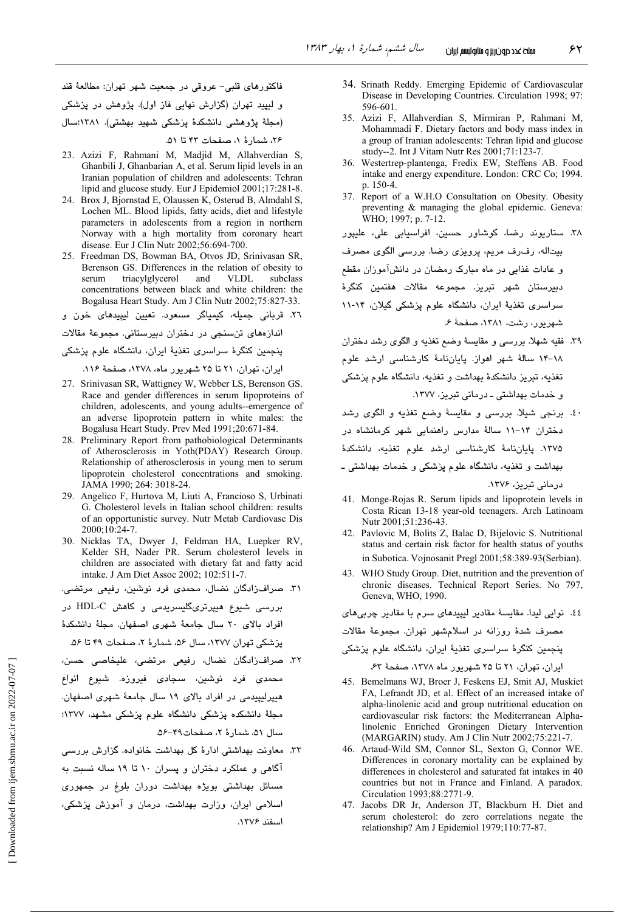فاکتورهای قلبی- عروقی در جمعیت شهر تهران: مطالعهٔ قند و لیپید تهران (گزارش نهایی فاز اول). پژوهش در پزشکی (مجلهٔ پژوهشی دانشکدهٔ پزشکی شهید بهشتی). ۱۳۸۱؛سال ۲۶، شمارهٔ ۱، صفحات ۴۳ تا ۵۱.

23. Azizi F, Rahmani M, Madjid M, Allahverdian S, Ghanbili J, Ghanbarian A, et al. Serum lipid levels in an Iranian population of children and adolescents: Tehran lipid and glucose study. Eur J Epidemiol 2001;17:281-8.
24. Brox J, Bjornstad E, Olaussen K, Osterud B, Almdahl S, Lochen ML. Blood lipids, fatty acids, diet and lifestyle parameters in adolescents from a region in northern Norway with a high mortality from coronary heart disease. Eur J Clin Nutr 2002;56:694-700.
25. Freedman DS, Bowman BA, Otvos JD, Srinivasan SR, Berenson GS. Differences in the relation of obesity to serum triacylglycerol and VLDL subclass concentrations between black and white children: the Bogalusa Heart Study. Am J Clin Nutr 2002;75:827-33.

۲۶. قربانی جمیله، کیمیاگر مسعود. تعیین لیپیدهای خون و اندازه‌های تن‌سنجی در دختران دبیرستانی. مجموعهٔ مقالات پنجمین کنگرهٔ سراسری تغذیهٔ ایران، دانشگاه علوم پزشکی ایران، تهران، ۲۱ تا ۲۵ شهریور ماه، ۱۳۷۸، صفحهٔ ۱۱۶.

27. Srinivasan SR, Wattigney W, Webber LS, Berenson GS. Race and gender differences in serum lipoproteins of children, adolescents, and young adults--emergence of an adverse lipoprotein pattern in white males: the Bogalusa Heart Study. Prev Med 1991;20:671-84.
28. Preliminary Report from pathobiological Determinants of Atherosclerosis in Yoth(PDAY) Research Group. Relationship of atherosclerosis in young men to serum lipoprotein cholesterol concentrations and smoking. JAMA 1990; 264: 3018-24.
29. Angelico F, Hurtova M, Liuti A, Francioso S, Urbinati G. Cholesterol levels in Italian school children: results of an opportunistic survey. Nutr Metab Cardiovasc Dis 2000;10:24-7.
30. Nicklas TA, Dwyer J, Feldman HA, Luepker RV, Kelder SH, Nader PR. Serum cholesterol levels in children are associated with dietary fat and fatty acid intake. J Am Diet Assoc 2002; 102:511-7.

۳۱. صراف‌زادگان نضال، محمدی فرد نوشین، رفیعی مرتضی. بررسی شیوع هیپرتری‌گلیسریدمی و کاهش HDL-C در افراد بالای ۲۰ سال جامعهٔ شهری اصفهان. مجلهٔ دانشکدهٔ پزشکی تهران ۱۳۷۷، سال ۵۶، شمارهٔ ۲، صفحات ۴۹ تا ۵۶.

۳۲. صراف‌زادگان نضال، رفیعی مرتضی، علیخاصی حسن، محمدی فرد نوشین، سجادی فیروزه. شیوع انواع هیپرلیپیدمی در افراد بالای ۱۹ سال جامعهٔ شهری اصفهان. مجلهٔ دانشکده پزشکی دانشگاه علوم پزشکی مشهد، ۱۳۷۷؛ سال ۵۱، شمارهٔ ۲، صفحات۴۹-۵۶.

۳۳. معاونت بهداشتی ادارهٔ کل بهداشت خانواده. گزارش بررسی آگاهی و عملکرد دختران و پسران ۱۰ تا ۱۹ ساله نسبت به مسائل بهداشتی بویژه بهداشت دوران بلوغ در جمهوری اسلامی ایران، وزارت بهداشت، درمان و آموزش پزشکی، اسفند ۱۳۷۶.

34. Srinath Reddy. Emerging Epidemic of Cardiovascular Disease in Developing Countries. Circulation 1998; 97: 596-601.
35. Azizi F, Allahverdian S, Mirmiran P, Rahmani M, Mohammadi F. Dietary factors and body mass index in a group of Iranian adolescents: Tehran lipid and glucose study--2. Int J Vitam Nutr Res 2001;71:123-7.
36. Westertrep-plantenga, Fredix EW, Steffens AB. Food intake and energy expenditure. London: CRC Co; 1994. p. 150-4.
37. Report of a W.H.O Consultation on Obesity. Obesity preventing & managing the global epidemic. Geneva: WHO; 1997; p. 7-12.

۳۸. ستاریوند رضا، کوشاور حسین، افراسیابی علی، علیپور بیت‌اله، رف‌رف مریم، پرویزی رضا. بررسی الگوی مصرف و عادات غذایی در ماه مبارک رمضان در دانش‌آموزان مقطع دبیرستان شهر تبریز. مجموعه مقالات هفتمین کنگرهٔ سراسری تغذیهٔ ایران، دانشگاه علوم پزشکی گیلان، ۱۴-۱۱ شهریور، رشت، ۱۳۸۱، صفحهٔ ۶.

۳۹. فقیه شهلا. بررسی و مقایسهٔ وضع تغذیه و الگوی رشد دختران ۱۸-۱۴ سالهٔ شهر اهواز. پایان‌نامهٔ کارشناسی ارشد علوم تغذیه، تبریز دانشکدهٔ بهداشت و تغذیه، دانشگاه علوم پزشکی و خدمات بهداشتی ـ درمانی تبریز، ۱۳۷۷.

۴۰. برنجی شیلا. بررسی و مقایسهٔ وضع تغذیه و الگوی رشد دختران ۱۴-۱۱ سالهٔ مدارس راهنمایی شهر کرمانشاه در ۱۳۷۵. پایان‌نامهٔ کارشناسی ارشد علوم تغذیه، دانشکدهٔ بهداشت و تغذیه، دانشگاه علوم پزشکی و خدمات بهداشتی ـ درمانی تبریز، ۱۳۷۶.

41. Monge-Rojas R. Serum lipids and lipoprotein levels in Costa Rican 13-18 year-old teenagers. Arch Latinoam Nutr 2001;51:236-43.
42. Pavlovic M, Bolits Z, Balac D, Bijelovic S. Nutritional status and certain risk factor for health status of youths in Subotica. Vojnosanit Pregl 2001;58:389-93(Serbian).
43. WHO Study Group. Diet, nutrition and the prevention of chronic diseases. Technical Report Series. No 797, Geneva, WHO, 1990.

۴۴. نوایی لیدا. مقایسهٔ مقادیر لیپیدهای سرم با مقادیر چربی‌های مصرف شدهٔ روزانه در اسلامشهر تهران. مجموعهٔ مقالات پنجمین کنگرهٔ سراسری تغذیهٔ ایران، دانشگاه علوم پزشکی ایران، تهران، ۲۱ تا ۲۵ شهریور ماه ۱۳۷۸، صفحهٔ ۶۳.

45. Bemelmans WJ, Broer J, Feskens EJ, Smit AJ, Muskiet FA, Lefrandt JD, et al. Effect of an increased intake of alpha-linolenic acid and group nutritional education on cardiovascular risk factors: the Mediterranean Alpha-linolenic Enriched Groningen Dietary Intervention (MARGARIN) study. Am J Clin Nutr 2002;75:221-7.
46. Artaud-Wild SM, Connor SL, Sexton G, Connor WE. Differences in coronary mortality can be explained by differences in cholesterol and saturated fat intakes in 40 countries but not in France and Finland. A paradox. Circulation 1993;88:2771-9.
47. Jacobs DR Jr, Anderson JT, Blackburn H. Diet and serum cholesterol: do zero correlations negate the relationship? Am J Epidemiol 1979;110:77-87.